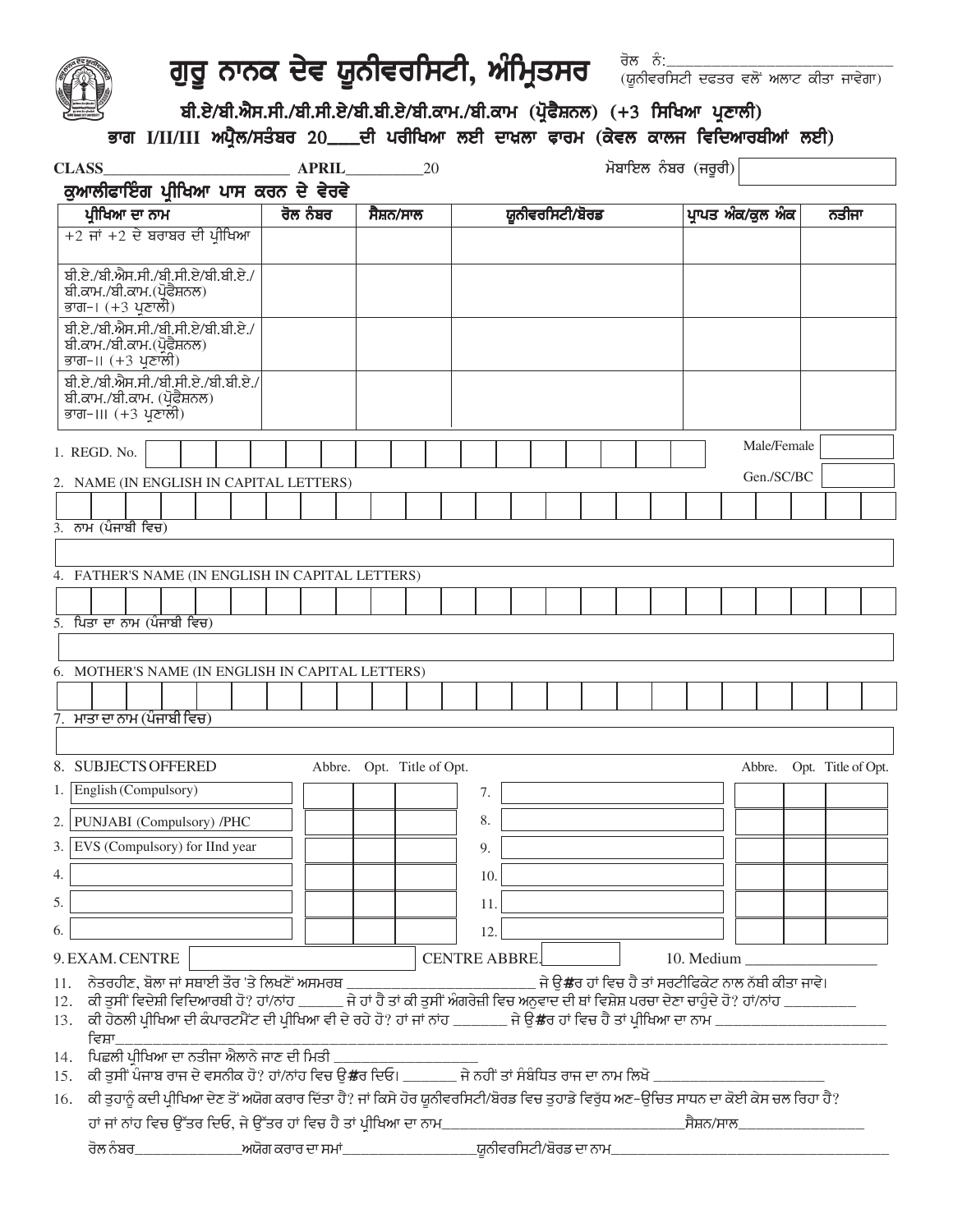# ਗੁਰੂ ਨਾਨਕ ਦੇਵ ਯੂਨੀਵਰਸਿਟੀ, ਅੰਮ੍ਰਿਤਸਰ

ਰੋਲ ਨੰ:________________________
(ਯੂਨੀਵਰਸਿਟੀ ਦਫਤਰ ਵਲੋਂ ਅਲਾਟ ਕੀਤਾ ਜਾਵੇਗਾ)

## ਬੀ.ਏ/ਬੀ.ਐਸ.ਸੀ./ਬੀ.ਸੀ.ਏ/ਬੀ.ਬੀ.ਏ/ਬੀ.ਕਾਮ./ਬੀ.ਕਾਮ (ਪ੍ਰੋਫੈਸ਼ਨਲ) (+3 ਸਿਖਿਆ ਪ੍ਰਣਾਲੀ)

## ਭਾਗ I/II/III ਅਪ੍ਰੈਲ/ਸਤੰਬਰ 20___ਦੀ ਪਰੀਖਿਆ ਲਈ ਦਾਖਲਾ ਫਾਰਮ (ਕੇਵਲ ਕਾਲਜ ਵਿਦਿਆਰਥੀਆਂ ਲਈ)

CLASS________________________ APRIL__________20 ਮੋਬਾਇਲ ਨੰਬਰ (ਜਰੂਰੀ) ____________

**ਕੁਆਲੀਫਾਇੰਗ ਪ੍ਰੀਖਿਆ ਪਾਸ ਕਰਨ ਦੇ ਵੇਰਵੇ**

| ਪ੍ਰੀਖਿਆ ਦਾ ਨਾਮ | ਰੋਲ ਨੰਬਰ | ਸੈਸ਼ਨ/ਸਾਲ | ਯੂਨੀਵਰਸਿਟੀ/ਬੋਰਡ | ਪ੍ਰਾਪਤ ਅੰਕ/ਕੁਲ ਅੰਕ | ਨਤੀਜਾ |
|---|---|---|---|---|---|
| +2 ਜਾਂ +2 ਦੇ ਬਰਾਬਰ ਦੀ ਪ੍ਰੀਖਿਆ | | | | | |
| ਬੀ.ਏ./ਬੀ.ਐਸ.ਸੀ./ਬੀ.ਸੀ.ਏ/ਬੀ.ਬੀ.ਏ./ ਬੀ.ਕਾਮ./ਬੀ.ਕਾਮ.(ਪ੍ਰੋਫੈਸ਼ਨਲ) ਭਾਗ-I (+3 ਪ੍ਰਣਾਲੀ) | | | | | |
| ਬੀ.ਏ./ਬੀ.ਐਸ.ਸੀ./ਬੀ.ਸੀ.ਏ/ਬੀ.ਬੀ.ਏ./ ਬੀ.ਕਾਮ./ਬੀ.ਕਾਮ.(ਪ੍ਰੋਫੈਸ਼ਨਲ) ਭਾਗ-II (+3 ਪ੍ਰਣਾਲੀ) | | | | | |
| ਬੀ.ਏ./ਬੀ.ਐਸ.ਸੀ./ਬੀ.ਸੀ.ਏ./ਬੀ.ਬੀ.ਏ./ ਬੀ.ਕਾਮ./ਬੀ.ਕਾਮ. (ਪ੍ਰੋਫੈਸ਼ਨਲ) ਭਾਗ-III (+3 ਪ੍ਰਣਾਲੀ) | | | | | |

1. REGD. No. ____________ Male/Female ____

Gen./SC/BC ____

2. NAME (IN ENGLISH IN CAPITAL LETTERS) ____________

3. ਨਾਮ (ਪੰਜਾਬੀ ਵਿਚ) ____________

4. FATHER'S NAME (IN ENGLISH IN CAPITAL LETTERS) ____________

5. ਪਿਤਾ ਦਾ ਨਾਮ (ਪੰਜਾਬੀ ਵਿਚ) ____________

6. MOTHER'S NAME (IN ENGLISH IN CAPITAL LETTERS) ____________

7. ਮਾਤਾ ਦਾ ਨਾਮ (ਪੰਜਾਬੀ ਵਿਚ) ____________

8. SUBJECTS OFFERED

| | Subject | Abbre. | Opt. | Title of Opt. | | Subject | Abbre. | Opt. | Title of Opt. |
|---|---|---|---|---|---|---|---|---|---|
| 1. | English (Compulsory) | | | | 7. | | | | |
| 2. | PUNJABI (Compulsory) /PHC | | | | 8. | | | | |
| 3. | EVS (Compulsory) for IInd year | | | | 9. | | | | |
| 4. | | | | | 10. | | | | |
| 5. | | | | | 11. | | | | |
| 6. | | | | | 12. | | | | |

9. EXAM. CENTRE ____________ CENTRE ABBRE. ________ 10. Medium ________________

11. ਨੇਤਰਹੀਣ, ਬੋਲਾ ਜਾਂ ਸਥਾਈ ਤੌਰ 'ਤੇ ਲਿਖਣੋਂ ਅਸਮਰਥ ________________________ ਜੇ ਉੱਤਰ ਹਾਂ ਵਿਚ ਹੈ ਤਾਂ ਸਰਟੀਫਿਕੇਟ ਨਾਲ ਨੱਥੀ ਕੀਤਾ ਜਾਵੇ।
12. ਕੀ ਤੁਸੀਂ ਵਿਦੇਸ਼ੀ ਵਿਦਿਆਰਥੀ ਹੋ? ਹਾਂ/ਨਾਂਹ ______ ਜੇ ਹਾਂ ਹੈ ਤਾਂ ਕੀ ਤੁਸੀਂ ਅੰਗਰੇਜ਼ੀ ਵਿਚ ਅਨੁਵਾਦ ਦੀ ਥਾਂ ਵਿਸ਼ੇਸ਼ ਪਰਚਾ ਦੇਣਾ ਚਾਹੁੰਦੇ ਹੋ? ਹਾਂ/ਨਾਂਹ _________
13. ਕੀ ਹੇਠਲੀ ਪ੍ਰੀਖਿਆ ਦੀ ਕੰਪਾਰਟਮੈਂਟ ਦੀ ਪ੍ਰੀਖਿਆ ਵੀ ਦੇ ਰਹੇ ਹੋ? ਹਾਂ ਜਾਂ ਨਾਂਹ _______ ਜੇ ਉੱਤਰ ਹਾਂ ਵਿਚ ਹੈ ਤਾਂ ਪ੍ਰੀਖਿਆ ਦਾ ਨਾਮ ____________________ ਵਿਸ਼ਾ____________________________________________
14. ਪਿਛਲੀ ਪ੍ਰੀਖਿਆ ਦਾ ਨਤੀਜਾ ਐਲਾਨੇ ਜਾਣ ਦੀ ਮਿਤੀ __________________
15. ਕੀ ਤੁਸੀਂ ਪੰਜਾਬ ਰਾਜ ਦੇ ਵਸਨੀਕ ਹੋ? ਹਾਂ/ਨਾਂਹ ਵਿਚ ਉੱਤਰ ਦਿਓ। _______ ਜੇ ਨਹੀਂ ਤਾਂ ਸੰਬੰਧਿਤ ਰਾਜ ਦਾ ਨਾਮ ਲਿਖੋ ____________________
16. ਕੀ ਤੁਹਾਨੂੰ ਕਦੀ ਪ੍ਰੀਖਿਆ ਦੇਣ ਤੋਂ ਅਯੋਗ ਕਰਾਰ ਦਿੱਤਾ ਹੈ? ਜਾਂ ਕਿਸੇ ਹੋਰ ਯੂਨੀਵਰਸਿਟੀ/ਬੋਰਡ ਵਿਚ ਤੁਹਾਡੇ ਵਿਰੁੱਧ ਅਣ-ਉਚਿਤ ਸਾਧਨ ਦਾ ਕੋਈ ਕੇਸ ਚਲ ਰਿਹਾ ਹੈ? ਹਾਂ ਜਾਂ ਨਾਂਹ ਵਿਚ ਉੱਤਰ ਦਿਓ, ਜੇ ਉੱਤਰ ਹਾਂ ਵਿਚ ਹੈ ਤਾਂ ਪ੍ਰੀਖਿਆ ਦਾ ਨਾਮ____________________ਸੈਸ਼ਨ/ਸਾਲ______________ ਰੋਲ ਨੰਬਰ____________ਅਯੋਗ ਕਰਾਰ ਦਾ ਸਮਾਂ______________ਯੂਨੀਵਰਸਿਟੀ/ਬੋਰਡ ਦਾ ਨਾਮ______________________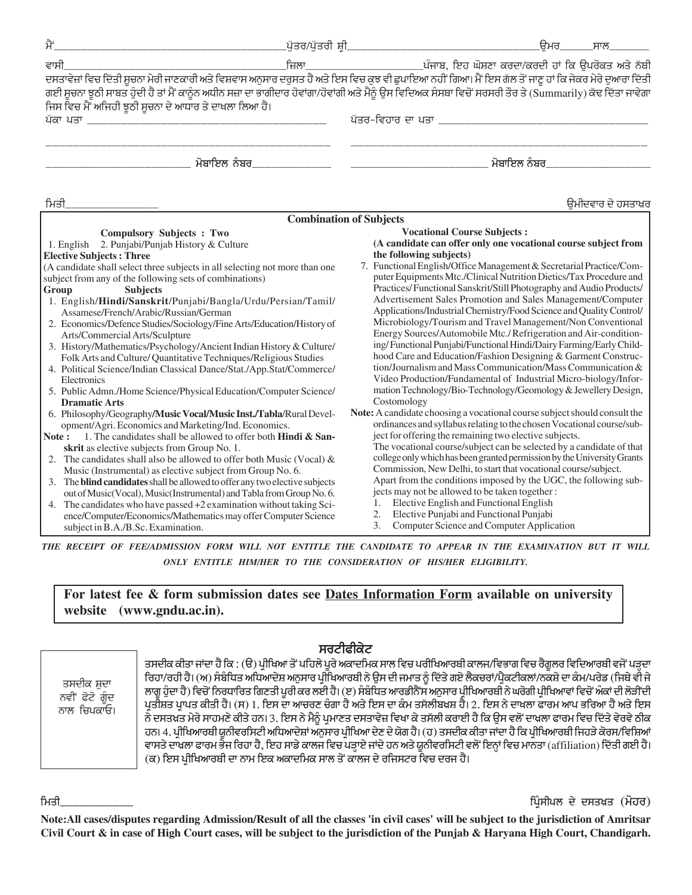ਮੈਂ_______________________________________ਪੁੱਤਰ/ਪੁੱਤਰੀ ਸ਼੍ਰੀ_______________________________ਉਮਰ______ਸਾਲ_______

ਵਾਸੀ_______________________________________ਜ਼ਿਲਾ____________________ਪੰਜਾਬ, ਇਹ ਘੋਸ਼ਣਾ ਕਰਦਾ/ਕਰਦੀ ਹਾਂ ਕਿ ਉਪਰੋਕਤ ਅਤੇ ਨੱਥੀ ਦਸਤਾਵੇਜ਼ਾਂ ਵਿਚ ਦਿੱਤੀ ਸੂਚਨਾ ਮੇਰੀ ਜਾਣਕਾਰੀ ਅਤੇ ਵਿਸ਼ਵਾਸ ਅਨੁਸਾਰ ਦਰੁਸਤ ਹੈ ਅਤੇ ਇਸ ਵਿਚ ਕੁਝ ਵੀ ਛੁਪਾਇਆ ਨਹੀਂ ਗਿਆ। ਮੈਂ ਇਸ ਗੱਲ ਤੋਂ ਜਾਣੂ ਹਾਂ ਕਿ ਜੇਕਰ ਮੇਰੇ ਦੁਆਰਾ ਦਿੱਤੀ ਗਈ ਸੂਚਨਾ ਝੂਠੀ ਸਾਬਤ ਹੁੰਦੀ ਹੈ ਤਾਂ ਮੈਂ ਕਾਨੂੰਨ ਅਧੀਨ ਸਜ਼ਾ ਦਾ ਭਾਗੀਦਾਰ ਹੋਵਾਂਗਾ/ਹੋਵਾਂਗੀ ਅਤੇ ਮੈਨੂੰ ਉਸ ਵਿਦਿਅਕ ਸੰਸਥਾ ਵਿਚੋਂ ਸਰਸਰੀ ਤੌਰ ਤੇ (Summarily) ਕੱਢ ਦਿੱਤਾ ਜਾਵੇਗਾ ਜਿਸ ਵਿਚ ਮੈਂ ਅਜਿਹੀ ਝੂਠੀ ਸੂਚਨਾ ਦੇ ਆਧਾਰ ਤੇ ਦਾਖਲਾ ਲਿਆ ਹੈ।

ਪੱਕਾ ਪਤਾ _______________________________________ ਪੱਤਰ-ਵਿਹਾਰ ਦਾ ਪਤਾ _______________________________________

_______________________________________ _______________________________________

______________________ ਮੋਬਾਇਲ ਨੰਬਰ______________ ______________________ ਮੋਬਾਇਲ ਨੰਬਰ__________________

ਮਿਤੀ________________ ਉਮੀਦਵਾਰ ਦੇ ਹਸਤਾਖਰ

## Combination of Subjects

**Compulsory Subjects : Two**

1. English 2. Punjabi/Punjab History & Culture

**Elective Subjects : Three**

(A candidate shall select three subjects in all selecting not more than one subject from any of the following sets of combinations)

**Group Subjects**

1. English/**Hindi/Sanskrit**/Punjabi/Bangla/Urdu/Persian/Tamil/Assamese/French/Arabic/Russian/German
2. Economics/Defence Studies/Sociology/Fine Arts/Education/History of Arts/Commercial Arts/Sculpture
3. History/Mathematics/Psychology/Ancient Indian History & Culture/Folk Arts and Culture/ Quantitative Techniques/Religious Studies
4. Political Science/Indian Classical Dance/Stat./App.Stat/Commerce/Electronics
5. Public Admn./Home Science/Physical Education/Computer Science/**Dramatic Arts**
6. Philosophy/Geography/**Music Vocal/Music Inst./Tabla**/Rural Development/Agri. Economics and Marketing/Ind. Economics.

**Note :**
1. The candidates shall be allowed to offer both **Hindi & Sanskrit** as elective subjects from Group No. 1.
2. The candidates shall also be allowed to offer both Music (Vocal) & Music (Instrumental) as elective subject from Group No. 6.
3. The **blind candidates** shall be allowed to offer any two elective subjects out of Music(Vocal), Music(Instrumental) and Tabla from Group No. 6.
4. The candidates who have passed +2 examination without taking Science/Computer/Economics/Mathematics may offer Computer Science subject in B.A./B.Sc. Examination.

**Vocational Course Subjects :**

**(A candidate can offer only one vocational course subject from the following subjects)**

7. Functional English/Office Management & Secretarial Practice/Computer Equipments Mtc./Clinical Nutrition Dietics/Tax Procedure and Practices/ Functional Sanskrit/Still Photography and Audio Products/Advertisement Sales Promotion and Sales Management/Computer Applications/Industrial Chemistry/Food Science and Quality Control/Microbiology/Tourism and Travel Management/Non Conventional Energy Sources/Automobile Mtc./ Refrigeration and Air-conditioning/ Functional Punjabi/Functional Hindi/Dairy Farming/Early Childhood Care and Education/Fashion Designing & Garment Construction/Journalism and Mass Communication/Mass Communication & Video Production/Fundamental of Industrial Micro-biology/Information Technology/Bio-Technology/Geomology & Jewellery Design, Costomology

**Note:** A candidate choosing a vocational course subject should consult the ordinances and syllabus relating to the chosen Vocational course/subject for offering the remaining two elective subjects.
The vocational course/subject can be selected by a candidate of that college only which has been granted permission by the University Grants Commission, New Delhi, to start that vocational course/subject.
Apart from the conditions imposed by the UGC, the following subjects may not be allowed to be taken together :

1. Elective English and Functional English
2. Elective Punjabi and Functional Punjabi
3. Computer Science and Computer Application

***THE RECEIPT OF FEE/ADMISSION FORM WILL NOT ENTITLE THE CANDIDATE TO APPEAR IN THE EXAMINATION BUT IT WILL ONLY ENTITLE HIM/HER TO THE CONSIDERATION OF HIS/HER ELIGIBILITY.***

**For latest fee & form submission dates see <u>Dates Information Form</u> available on university website (www.gndu.ac.in).**

## ਸਰਟੀਫੀਕੇਟ

ਤਸਦੀਕ ਸ਼ੁਦਾ ਨਵੀਂ ਫੋਟੋ ਗੂੰਦ ਨਾਲ ਚਿਪਕਾਓ।

ਤਸਦੀਕ ਕੀਤਾ ਜਾਂਦਾ ਹੈ ਕਿ : (ੳ) ਪ੍ਰੀਖਿਆ ਤੋਂ ਪਹਿਲੇ ਪੂਰੇ ਅਕਾਦਮਿਕ ਸਾਲ ਵਿਚ ਪਰੀਖਿਆਰਥੀ ਕਾਲਜ/ਵਿਭਾਗ ਵਿਚ ਰੈਗੂਲਰ ਵਿਦਿਆਰਥੀ ਵਜੋਂ ਪੜ੍ਹਦਾ ਰਿਹਾ/ਰਹੀ ਹੈ। (ਅ) ਸੰਬੰਧਿਤ ਅਧਿਆਦੇਸ਼ ਅਨੁਸਾਰ ਪ੍ਰੀਖਿਆਰਥੀ ਨੇ ਉਸ ਦੀ ਜਮਾਤ ਨੂੰ ਦਿੱਤੇ ਗਏ ਲੈਕਚਰਾਂ/ਪ੍ਰੈਕਟੀਕਲਾਂ/ਨਕਸ਼ੇ ਦਾ ਕੰਮ/ਪਰੇਡ (ਜਿਥੇ ਵੀ ਜੇ ਲਾਗੂ ਹੁੰਦਾ ਹੈ) ਵਿਚੋਂ ਨਿਰਧਾਰਿਤ ਗਿਣਤੀ ਪੂਰੀ ਕਰ ਲਈ ਹੈ। (ੲ) ਸੰਬੰਧਿਤ ਆਰਡੀਨੈਂਸ ਅਨੁਸਾਰ ਪ੍ਰੀਖਿਆਰਥੀ ਨੇ ਘਰੋਗੀ ਪ੍ਰੀਖਿਆਵਾਂ ਵਿਚੋਂ ਅੰਕਾਂ ਦੀ ਲੋੜੀਂਦੀ ਪ੍ਰਤੀਸ਼ਤ ਪ੍ਰਾਪਤ ਕੀਤੀ ਹੈ। (ਸ) 1. ਇਸ ਦਾ ਆਚਰਣ ਚੰਗਾ ਹੈ ਅਤੇ ਇਸ ਦਾ ਕੰਮ ਤਸੱਲੀਬਖ਼ਸ਼ ਹੈ। 2. ਇਸ ਨੇ ਦਾਖਲਾ ਫਾਰਮ ਆਪ ਭਰਿਆ ਹੈ ਅਤੇ ਇਸ ਨੇ ਦਸਤਖ਼ਤ ਮੇਰੇ ਸਾਹਮਣੇ ਕੀਤੇ ਹਨ। 3. ਇਸ ਨੇ ਮੈਨੂੰ ਪ੍ਰਮਾਣਤ ਦਸਤਾਵੇਜ਼ ਵਿਖਾ ਕੇ ਤਸੱਲੀ ਕਰਾਈ ਹੈ ਕਿ ਉਸ ਵਲੋਂ ਦਾਖ਼ਲਾ ਫਾਰਮ ਵਿਚ ਦਿੱਤੇ ਵੇਰਵੇ ਠੀਕ ਹਨ। 4. ਪ੍ਰੀਖਿਆਰਥੀ ਯੂਨੀਵਰਸਿਟੀ ਅਧਿਆਦੇਸ਼ਾਂ ਅਨੁਸਾਰ ਪ੍ਰੀਖਿਆ ਦੇਣ ਦੇ ਯੋਗ ਹੈ। (ਹ) ਤਸਦੀਕ ਕੀਤਾ ਜਾਂਦਾ ਹੈ ਕਿ ਪ੍ਰੀਖਿਆਰਥੀ ਜਿਹੜੇ ਕੋਰਸ/ਵਿਸ਼ਿਆਂ ਵਾਸਤੇ ਦਾਖ਼ਲਾ ਫਾਰਮ ਭੇਜ ਰਿਹਾ ਹੈ, ਇਹ ਸਾਡੇ ਕਾਲਜ ਵਿਚ ਪੜ੍ਹਾਏ ਜਾਂਦੇ ਹਨ ਅਤੇ ਯੂਨੀਵਰਸਿਟੀ ਵਲੋਂ ਇਨ੍ਹਾਂ ਵਿਚ ਮਾਨਤਾ (affiliation) ਦਿੱਤੀ ਗਈ ਹੈ। (ਕ) ਇਸ ਪ੍ਰੀਖਿਆਰਥੀ ਦਾ ਨਾਮ ਇਕ ਅਕਾਦਮਿਕ ਸਾਲ ਤੋਂ ਕਾਲਜ ਦੇ ਰਜਿਸਟਰ ਵਿਚ ਦਰਜ ਹੈ।

ਮਿਤੀ____________ ਪ੍ਰਿੰਸੀਪਲ ਦੇ ਦਸਤਖ਼ਤ (ਮੋਹਰ)

**Note:All cases/disputes regarding Admission/Result of all the classes 'in civil cases' will be subject to the jurisdiction of Amritsar Civil Court & in case of High Court cases, will be subject to the jurisdiction of the Punjab & Haryana High Court, Chandigarh.**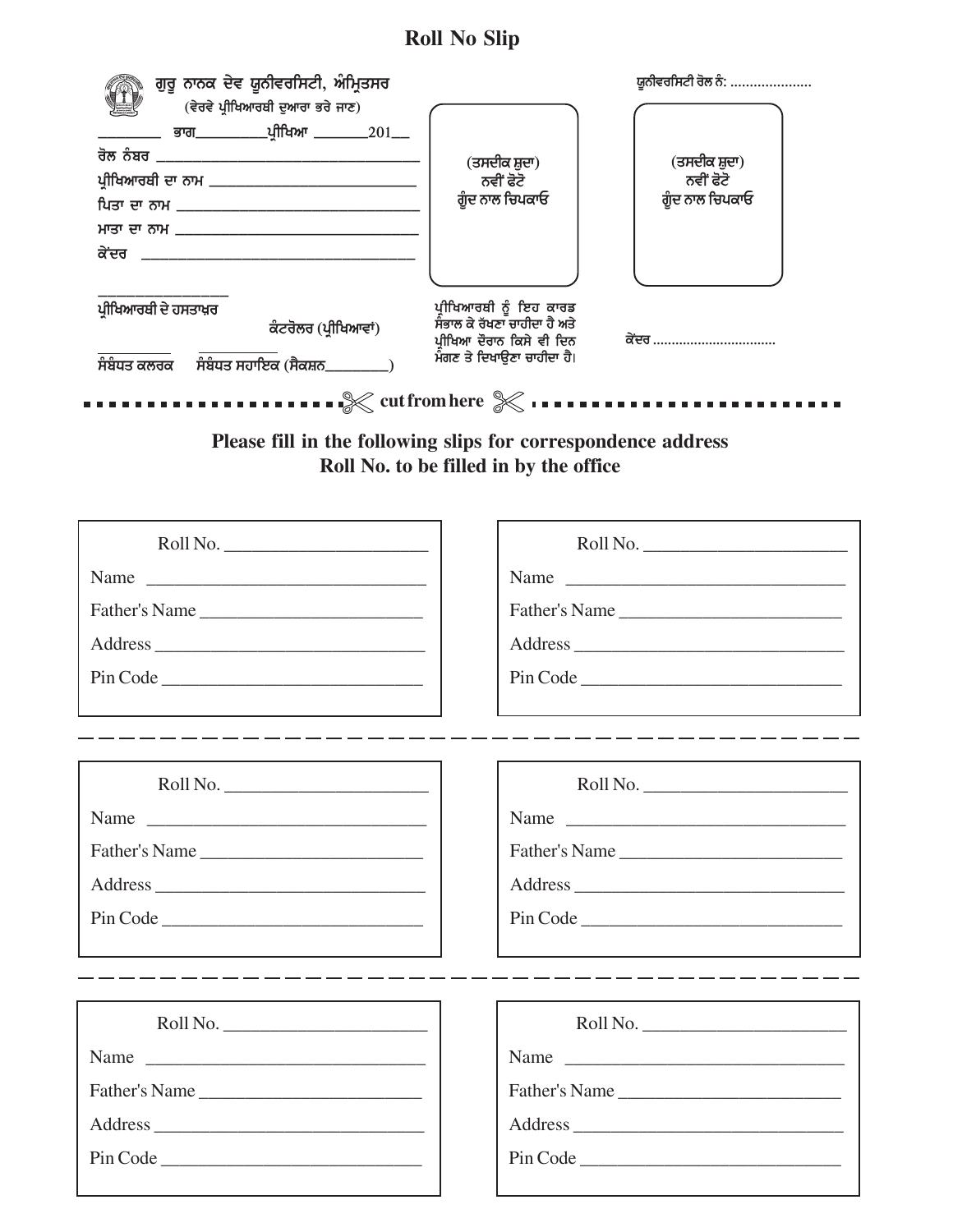# Roll No Slip

ਗੁਰੂ ਨਾਨਕ ਦੇਵ ਯੂਨੀਵਰਸਿਟੀ, ਅੰਮ੍ਰਿਤਸਰ

(ਵੇਰਵੇ ਪ੍ਰੀਖਿਆਰਥੀ ਦੁਆਰਾ ਭਰੇ ਜਾਣ)

ਯੂਨੀਵਰਸਿਟੀ ਰੋਲ ਨੰ: ....................

________ ਭਾਗ_________ਪ੍ਰੀਖਿਆ _______201__

ਰੋਲ ਨੰਬਰ ________________________________

ਪ੍ਰੀਖਿਆਰਥੀ ਦਾ ਨਾਮ ________________________

ਪਿਤਾ ਦਾ ਨਾਮ ____________________________

ਮਾਤਾ ਦਾ ਨਾਮ ____________________________

ਕੇਂਦਰ ________________________________

(ਤਸਦੀਕ ਸ਼ੁਦਾ) ਨਵੀਂ ਫੋਟੋ ਗੂੰਦ ਨਾਲ ਚਿਪਕਾਓ

(ਤਸਦੀਕ ਸ਼ੁਦਾ) ਨਵੀਂ ਫੋਟੋ ਗੂੰਦ ਨਾਲ ਚਿਪਕਾਓ

_______________

ਪ੍ਰੀਖਿਆਰਥੀ ਦੇ ਹਸਤਾਖ਼ਰ

ਕੰਟਰੋਲਰ (ਪ੍ਰੀਖਿਆਵਾਂ)

ਪ੍ਰੀਖਿਆਰਥੀ ਨੂੰ ਇਹ ਕਾਰਡ ਸੰਭਾਲ ਕੇ ਰੱਖਣਾ ਚਾਹੀਦਾ ਹੈ ਅਤੇ ਪ੍ਰੀਖਿਆ ਦੌਰਾਨ ਕਿਸੇ ਵੀ ਦਿਨ ਮੰਗਣ ਤੇ ਦਿਖਾਉਣਾ ਚਾਹੀਦਾ ਹੈ।

ਕੇਂਦਰ ................................

_________ _________

ਸੰਬੰਧਤ ਕਲਰਕ ਸੰਬੰਧਤ ਸਹਾਇਕ (ਸੈਕਸ਼ਨ________)

✂ cut from here ✂

**Please fill in the following slips for correspondence address**

**Roll No. to be filled in by the office**

Roll No. ______________________

Name ________________________________

Father's Name __________________________

Address ______________________________

Pin Code _____________________________

Roll No. ______________________

Name ________________________________

Father's Name __________________________

Address ______________________________

Pin Code _____________________________

Roll No. ______________________

Name ________________________________

Father's Name __________________________

Address ______________________________

Pin Code _____________________________

Roll No. ______________________

Name ________________________________

Father's Name __________________________

Address ______________________________

Pin Code _____________________________

Roll No. ______________________

Name ________________________________

Father's Name __________________________

Address ______________________________

Pin Code _____________________________

Roll No. ______________________

Name ________________________________

Father's Name __________________________

Address ______________________________

Pin Code _____________________________